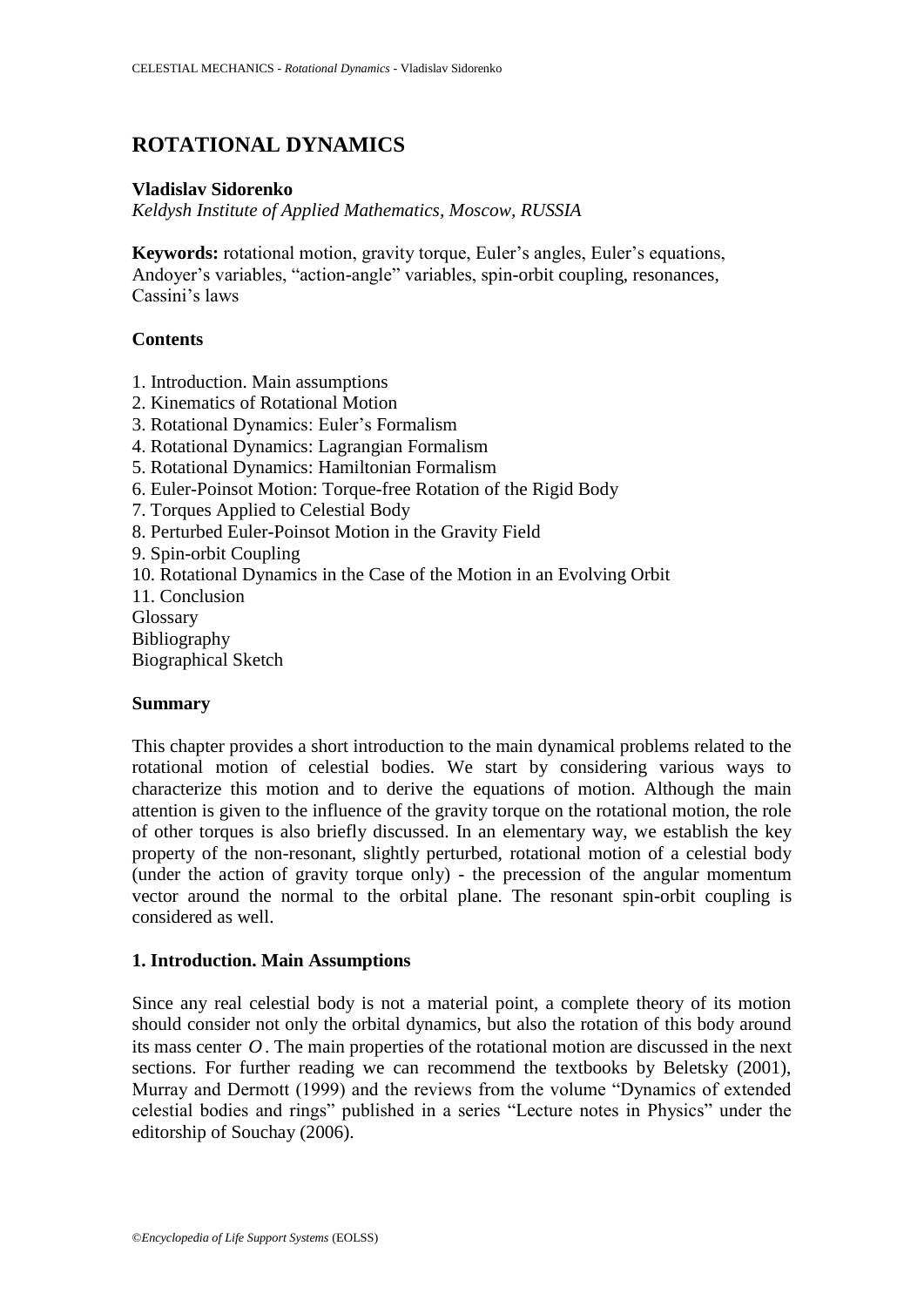# ROTATIONAL DYNAMICS

**Vladislav Sidorenko**

*Keldysh Institute of Applied Mathematics, Moscow, RUSSIA*

**Keywords:** rotational motion, gravity torque, Euler's angles, Euler's equations, Andoyer's variables, "action-angle" variables, spin-orbit coupling, resonances, Cassini's laws

## Contents

1. Introduction. Main assumptions
2. Kinematics of Rotational Motion
3. Rotational Dynamics: Euler's Formalism
4. Rotational Dynamics: Lagrangian Formalism
5. Rotational Dynamics: Hamiltonian Formalism
6. Euler-Poinsot Motion: Torque-free Rotation of the Rigid Body
7. Torques Applied to Celestial Body
8. Perturbed Euler-Poinsot Motion in the Gravity Field
9. Spin-orbit Coupling
10. Rotational Dynamics in the Case of the Motion in an Evolving Orbit
11. Conclusion

Glossary
Bibliography
Biographical Sketch

## Summary

This chapter provides a short introduction to the main dynamical problems related to the rotational motion of celestial bodies. We start by considering various ways to characterize this motion and to derive the equations of motion. Although the main attention is given to the influence of the gravity torque on the rotational motion, the role of other torques is also briefly discussed. In an elementary way, we establish the key property of the non-resonant, slightly perturbed, rotational motion of a celestial body (under the action of gravity torque only) - the precession of the angular momentum vector around the normal to the orbital plane. The resonant spin-orbit coupling is considered as well.

## 1. Introduction. Main Assumptions

Since any real celestial body is not a material point, a complete theory of its motion should consider not only the orbital dynamics, but also the rotation of this body around its mass center $O$. The main properties of the rotational motion are discussed in the next sections. For further reading we can recommend the textbooks by Beletsky (2001), Murray and Dermott (1999) and the reviews from the volume "Dynamics of extended celestial bodies and rings" published in a series "Lecture notes in Physics" under the editorship of Souchay (2006).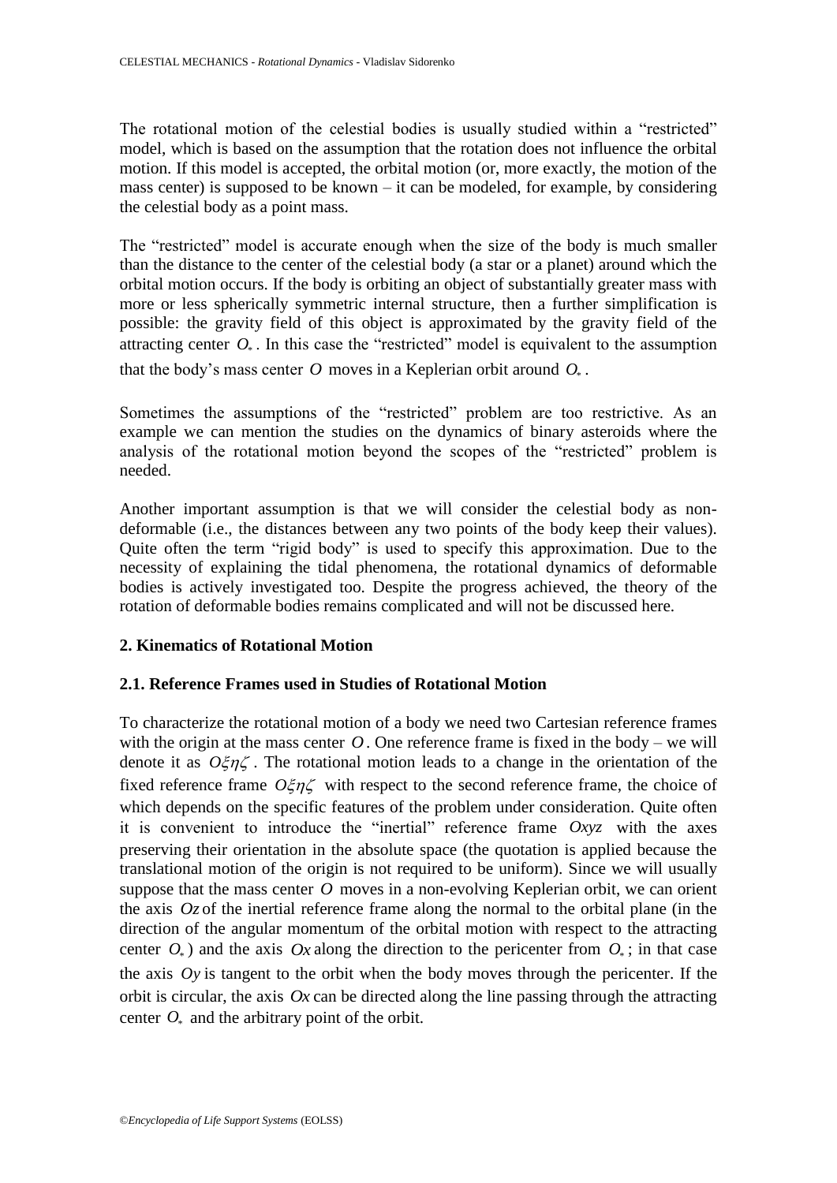The rotational motion of the celestial bodies is usually studied within a "restricted" model, which is based on the assumption that the rotation does not influence the orbital motion. If this model is accepted, the orbital motion (or, more exactly, the motion of the mass center) is supposed to be known – it can be modeled, for example, by considering the celestial body as a point mass.

The "restricted" model is accurate enough when the size of the body is much smaller than the distance to the center of the celestial body (a star or a planet) around which the orbital motion occurs. If the body is orbiting an object of substantially greater mass with more or less spherically symmetric internal structure, then a further simplification is possible: the gravity field of this object is approximated by the gravity field of the attracting center $O_*$. In this case the "restricted" model is equivalent to the assumption that the body's mass center $O$ moves in a Keplerian orbit around $O_*$.

Sometimes the assumptions of the "restricted" problem are too restrictive. As an example we can mention the studies on the dynamics of binary asteroids where the analysis of the rotational motion beyond the scopes of the "restricted" problem is needed.

Another important assumption is that we will consider the celestial body as non-deformable (i.e., the distances between any two points of the body keep their values). Quite often the term "rigid body" is used to specify this approximation. Due to the necessity of explaining the tidal phenomena, the rotational dynamics of deformable bodies is actively investigated too. Despite the progress achieved, the theory of the rotation of deformable bodies remains complicated and will not be discussed here.

## 2. Kinematics of Rotational Motion

### 2.1. Reference Frames used in Studies of Rotational Motion

To characterize the rotational motion of a body we need two Cartesian reference frames with the origin at the mass center $O$. One reference frame is fixed in the body – we will denote it as $O\xi\eta\zeta$. The rotational motion leads to a change in the orientation of the fixed reference frame $O\xi\eta\zeta$ with respect to the second reference frame, the choice of which depends on the specific features of the problem under consideration. Quite often it is convenient to introduce the "inertial" reference frame $Oxyz$ with the axes preserving their orientation in the absolute space (the quotation is applied because the translational motion of the origin is not required to be uniform). Since we will usually suppose that the mass center $O$ moves in a non-evolving Keplerian orbit, we can orient the axis $Oz$ of the inertial reference frame along the normal to the orbital plane (in the direction of the angular momentum of the orbital motion with respect to the attracting center $O_*$) and the axis $Ox$ along the direction to the pericenter from $O_*$; in that case the axis $Oy$ is tangent to the orbit when the body moves through the pericenter. If the orbit is circular, the axis $Ox$ can be directed along the line passing through the attracting center $O_*$ and the arbitrary point of the orbit.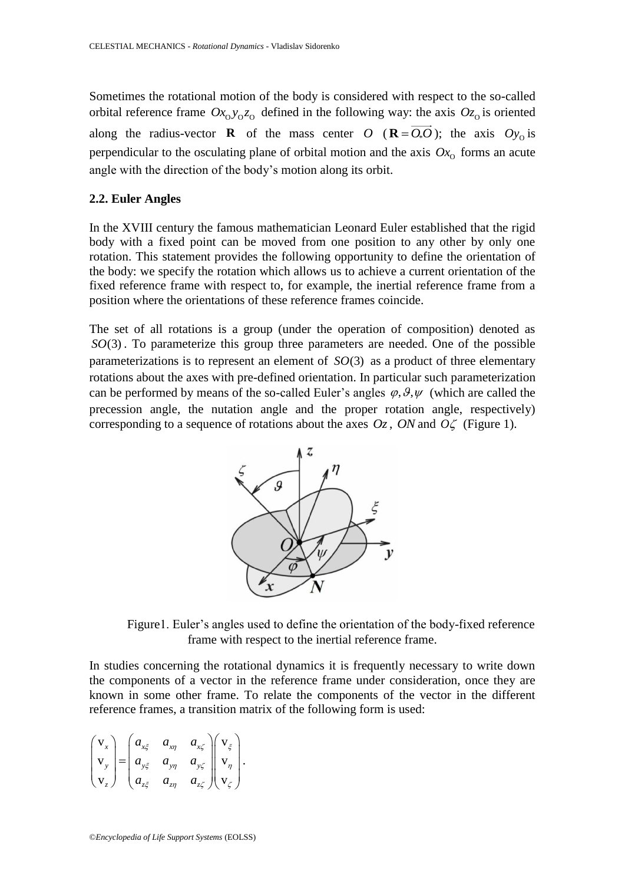Sometimes the rotational motion of the body is considered with respect to the so-called orbital reference frame $Ox_O y_O z_O$ defined in the following way: the axis $Oz_O$ is oriented along the radius-vector $\mathbf{R}$ of the mass center $O$ ($\mathbf{R} = \overrightarrow{O_* O}$); the axis $Oy_O$ is perpendicular to the osculating plane of orbital motion and the axis $Ox_O$ forms an acute angle with the direction of the body's motion along its orbit.

## 2.2. Euler Angles

In the XVIII century the famous mathematician Leonard Euler established that the rigid body with a fixed point can be moved from one position to any other by only one rotation. This statement provides the following opportunity to define the orientation of the body: we specify the rotation which allows us to achieve a current orientation of the fixed reference frame with respect to, for example, the inertial reference frame from a position where the orientations of these reference frames coincide.

The set of all rotations is a group (under the operation of composition) denoted as $SO(3)$. To parameterize this group three parameters are needed. One of the possible parameterizations is to represent an element of $SO(3)$ as a product of three elementary rotations about the axes with pre-defined orientation. In particular such parameterization can be performed by means of the so-called Euler's angles $\varphi, \vartheta, \psi$ (which are called the precession angle, the nutation angle and the proper rotation angle, respectively) corresponding to a sequence of rotations about the axes $Oz$, $ON$ and $O\zeta$ (Figure 1).

Figure1. Euler's angles used to define the orientation of the body-fixed reference frame with respect to the inertial reference frame.

In studies concerning the rotational dynamics it is frequently necessary to write down the components of a vector in the reference frame under consideration, once they are known in some other frame. To relate the components of the vector in the different reference frames, a transition matrix of the following form is used:

$$\begin{pmatrix} \mathrm{v}_x \\ \mathrm{v}_y \\ \mathrm{v}_z \end{pmatrix} = \begin{pmatrix} a_{x\xi} & a_{x\eta} & a_{x\zeta} \\ a_{y\xi} & a_{y\eta} & a_{y\zeta} \\ a_{z\xi} & a_{z\eta} & a_{z\zeta} \end{pmatrix} \begin{pmatrix} \mathrm{v}_\xi \\ \mathrm{v}_\eta \\ \mathrm{v}_\zeta \end{pmatrix}.$$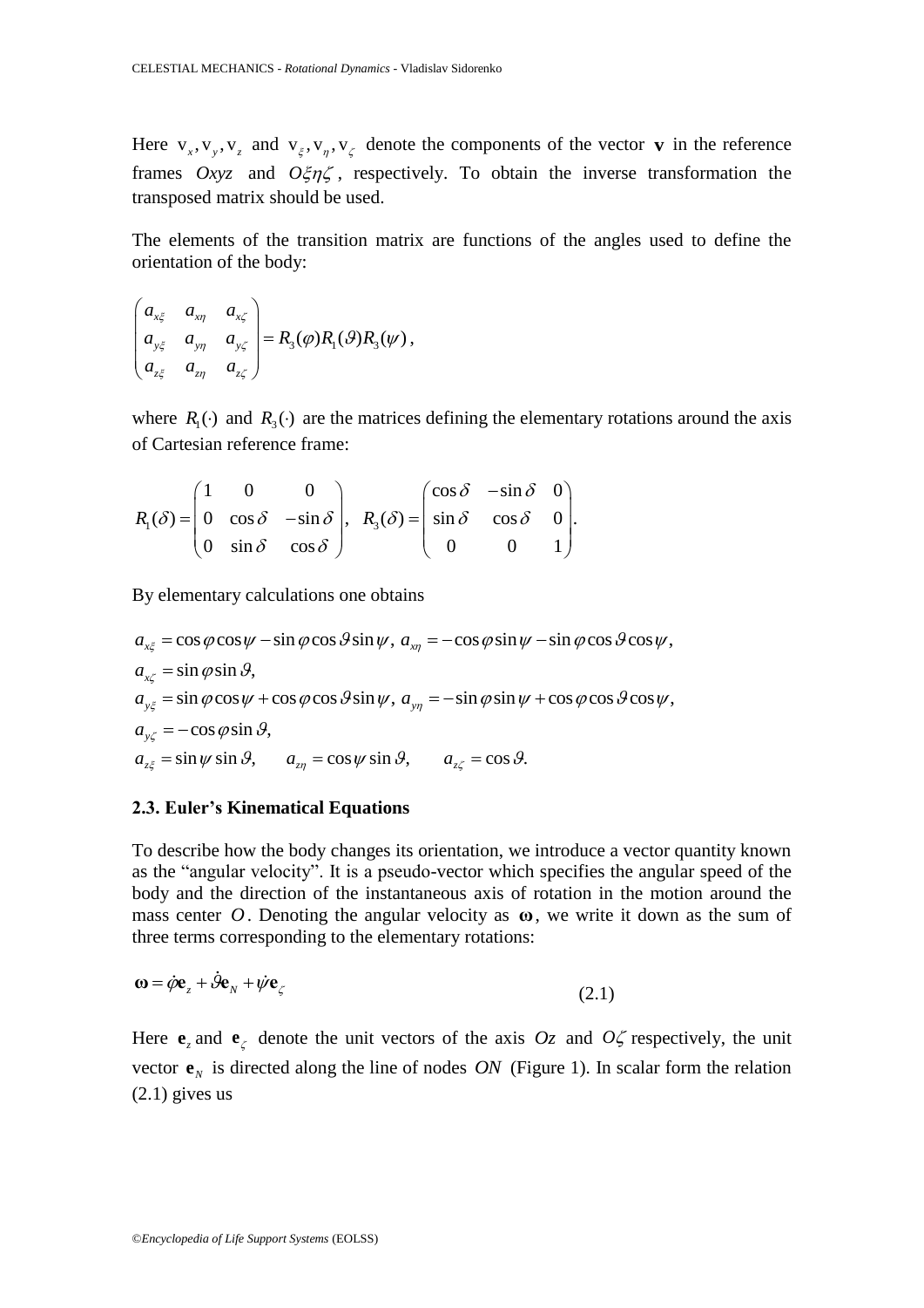Here $v_x, v_y, v_z$ and $v_\xi, v_\eta, v_\zeta$ denote the components of the vector $\mathbf{v}$ in the reference frames $Oxyz$ and $O\xi\eta\zeta$, respectively. To obtain the inverse transformation the transposed matrix should be used.

The elements of the transition matrix are functions of the angles used to define the orientation of the body:

$$\begin{pmatrix} a_{x\xi} & a_{x\eta} & a_{x\zeta} \\ a_{y\xi} & a_{y\eta} & a_{y\zeta} \\ a_{z\xi} & a_{z\eta} & a_{z\zeta} \end{pmatrix} = R_3(\varphi) R_1(\vartheta) R_3(\psi),$$

where $R_1(\cdot)$ and $R_3(\cdot)$ are the matrices defining the elementary rotations around the axis of Cartesian reference frame:

$$R_1(\delta) = \begin{pmatrix} 1 & 0 & 0 \\ 0 & \cos\delta & -\sin\delta \\ 0 & \sin\delta & \cos\delta \end{pmatrix}, \quad R_3(\delta) = \begin{pmatrix} \cos\delta & -\sin\delta & 0 \\ \sin\delta & \cos\delta & 0 \\ 0 & 0 & 1 \end{pmatrix}.$$

By elementary calculations one obtains

$$a_{x\xi} = \cos\varphi\cos\psi - \sin\varphi\cos\vartheta\sin\psi, \; a_{x\eta} = -\cos\varphi\sin\psi - \sin\varphi\cos\vartheta\cos\psi,$$
$$a_{x\zeta} = \sin\varphi\sin\vartheta,$$
$$a_{y\xi} = \sin\varphi\cos\psi + \cos\varphi\cos\vartheta\sin\psi, \; a_{y\eta} = -\sin\varphi\sin\psi + \cos\varphi\cos\vartheta\cos\psi,$$
$$a_{y\zeta} = -\cos\varphi\sin\vartheta,$$
$$a_{z\xi} = \sin\psi\sin\vartheta, \qquad a_{z\eta} = \cos\psi\sin\vartheta, \qquad a_{z\zeta} = \cos\vartheta.$$

### 2.3. Euler's Kinematical Equations

To describe how the body changes its orientation, we introduce a vector quantity known as the "angular velocity". It is a pseudo-vector which specifies the angular speed of the body and the direction of the instantaneous axis of rotation in the motion around the mass center $O$. Denoting the angular velocity as $\boldsymbol{\omega}$, we write it down as the sum of three terms corresponding to the elementary rotations:

$$\boldsymbol{\omega} = \dot{\varphi}\mathbf{e}_z + \dot{\vartheta}\mathbf{e}_N + \dot{\psi}\mathbf{e}_\zeta \tag{2.1}$$

Here $\mathbf{e}_z$ and $\mathbf{e}_\zeta$ denote the unit vectors of the axis $Oz$ and $O\zeta$ respectively, the unit vector $\mathbf{e}_N$ is directed along the line of nodes $ON$ (Figure 1). In scalar form the relation (2.1) gives us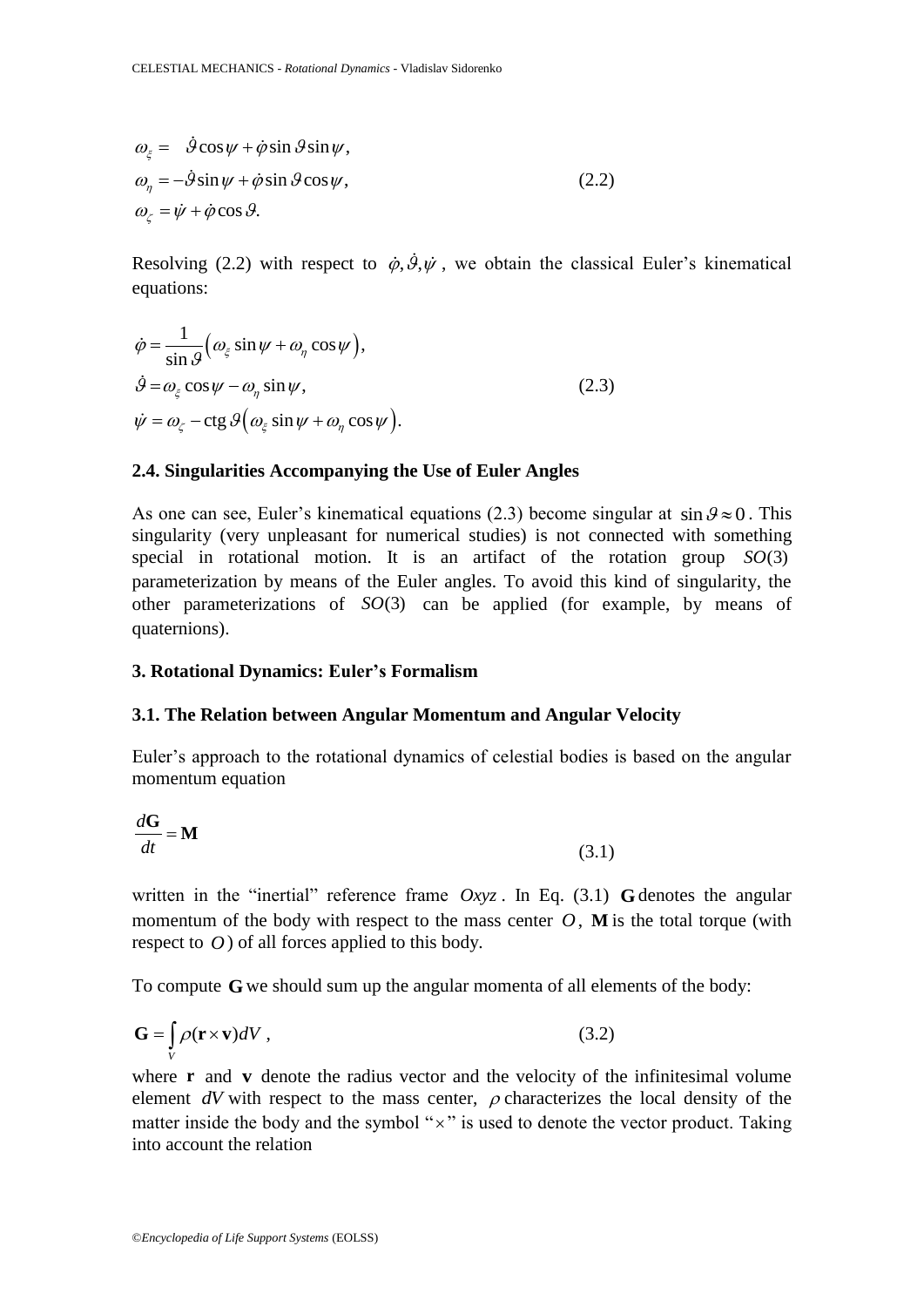$$
\begin{aligned}
\omega_\xi &= \ \ \dot{\vartheta}\cos\psi + \dot{\varphi}\sin\vartheta\sin\psi, \\
\omega_\eta &= -\dot{\vartheta}\sin\psi + \dot{\varphi}\sin\vartheta\cos\psi, \\
\omega_\zeta &= \dot{\psi} + \dot{\varphi}\cos\vartheta.
\end{aligned}
\tag{2.2}
$$

Resolving (2.2) with respect to $\dot{\varphi}, \dot{\vartheta}, \dot{\psi}$, we obtain the classical Euler's kinematical equations:

$$
\begin{aligned}
\dot{\varphi} &= \frac{1}{\sin\vartheta}\left(\omega_\xi \sin\psi + \omega_\eta \cos\psi\right), \\
\dot{\vartheta} &= \omega_\xi \cos\psi - \omega_\eta \sin\psi, \\
\dot{\psi} &= \omega_\zeta - \operatorname{ctg}\vartheta\left(\omega_\xi \sin\psi + \omega_\eta \cos\psi\right).
\end{aligned}
\tag{2.3}
$$

### 2.4. Singularities Accompanying the Use of Euler Angles

As one can see, Euler's kinematical equations (2.3) become singular at $\sin\vartheta \approx 0$. This singularity (very unpleasant for numerical studies) is not connected with something special in rotational motion. It is an artifact of the rotation group $SO(3)$ parameterization by means of the Euler angles. To avoid this kind of singularity, the other parameterizations of $SO(3)$ can be applied (for example, by means of quaternions).

## 3. Rotational Dynamics: Euler's Formalism

### 3.1. The Relation between Angular Momentum and Angular Velocity

Euler's approach to the rotational dynamics of celestial bodies is based on the angular momentum equation

$$
\frac{d\mathbf{G}}{dt} = \mathbf{M}
\tag{3.1}
$$

written in the "inertial" reference frame $Oxyz$. In Eq. (3.1) $\mathbf{G}$ denotes the angular momentum of the body with respect to the mass center $O$, $\mathbf{M}$ is the total torque (with respect to $O$) of all forces applied to this body.

To compute $\mathbf{G}$ we should sum up the angular momenta of all elements of the body:

$$
\mathbf{G} = \int_V \rho(\mathbf{r} \times \mathbf{v})dV\,,
\tag{3.2}
$$

where $\mathbf{r}$ and $\mathbf{v}$ denote the radius vector and the velocity of the infinitesimal volume element $dV$ with respect to the mass center, $\rho$ characterizes the local density of the matter inside the body and the symbol "$\times$" is used to denote the vector product. Taking into account the relation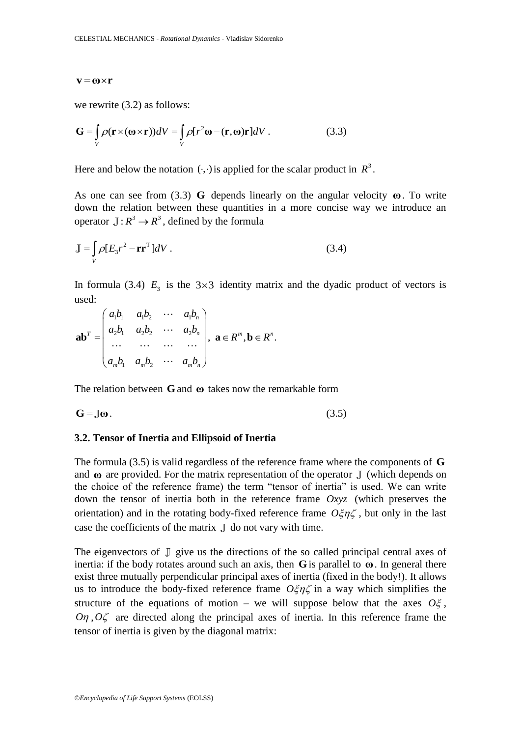$$\mathbf{v} = \boldsymbol{\omega} \times \mathbf{r}$$

we rewrite (3.2) as follows:

$$\mathbf{G} = \int_V \rho(\mathbf{r} \times (\boldsymbol{\omega} \times \mathbf{r}))dV = \int_V \rho[r^2 \boldsymbol{\omega} - (\mathbf{r}, \boldsymbol{\omega})\mathbf{r}]dV \,. \qquad (3.3)$$

Here and below the notation $(\cdot,\cdot)$ is applied for the scalar product in $R^3$.

As one can see from (3.3) $\mathbf{G}$ depends linearly on the angular velocity $\boldsymbol{\omega}$. To write down the relation between these quantities in a more concise way we introduce an operator $\mathbb{J}: R^3 \to R^3$, defined by the formula

$$\mathbb{J} = \int_V \rho[E_3 r^2 - \mathbf{r}\mathbf{r}^{\mathrm{T}}]dV \,. \qquad (3.4)$$

In formula (3.4) $E_3$ is the $3 \times 3$ identity matrix and the dyadic product of vectors is used:

$$\mathbf{a}\mathbf{b}^T = \begin{pmatrix} a_1 b_1 & a_1 b_2 & \cdots & a_1 b_n \\ a_2 b_1 & a_2 b_2 & \cdots & a_2 b_n \\ \cdots & \cdots & \cdots & \cdots \\ a_m b_1 & a_m b_2 & \cdots & a_m b_n \end{pmatrix}, \ \mathbf{a} \in R^m, \mathbf{b} \in R^n.$$

The relation between $\mathbf{G}$ and $\boldsymbol{\omega}$ takes now the remarkable form

$$\mathbf{G} = \mathbb{J}\boldsymbol{\omega}. \qquad (3.5)$$

### 3.2. Tensor of Inertia and Ellipsoid of Inertia

The formula (3.5) is valid regardless of the reference frame where the components of $\mathbf{G}$ and $\boldsymbol{\omega}$ are provided. For the matrix representation of the operator $\mathbb{J}$ (which depends on the choice of the reference frame) the term "tensor of inertia" is used. We can write down the tensor of inertia both in the reference frame $Oxyz$ (which preserves the orientation) and in the rotating body-fixed reference frame $O\xi\eta\zeta$, but only in the last case the coefficients of the matrix $\mathbb{J}$ do not vary with time.

The eigenvectors of $\mathbb{J}$ give us the directions of the so called principal central axes of inertia: if the body rotates around such an axis, then $\mathbf{G}$ is parallel to $\boldsymbol{\omega}$. In general there exist three mutually perpendicular principal axes of inertia (fixed in the body!). It allows us to introduce the body-fixed reference frame $O\xi\eta\zeta$ in a way which simplifies the structure of the equations of motion – we will suppose below that the axes $O\xi$, $O\eta$, $O\zeta$ are directed along the principal axes of inertia. In this reference frame the tensor of inertia is given by the diagonal matrix: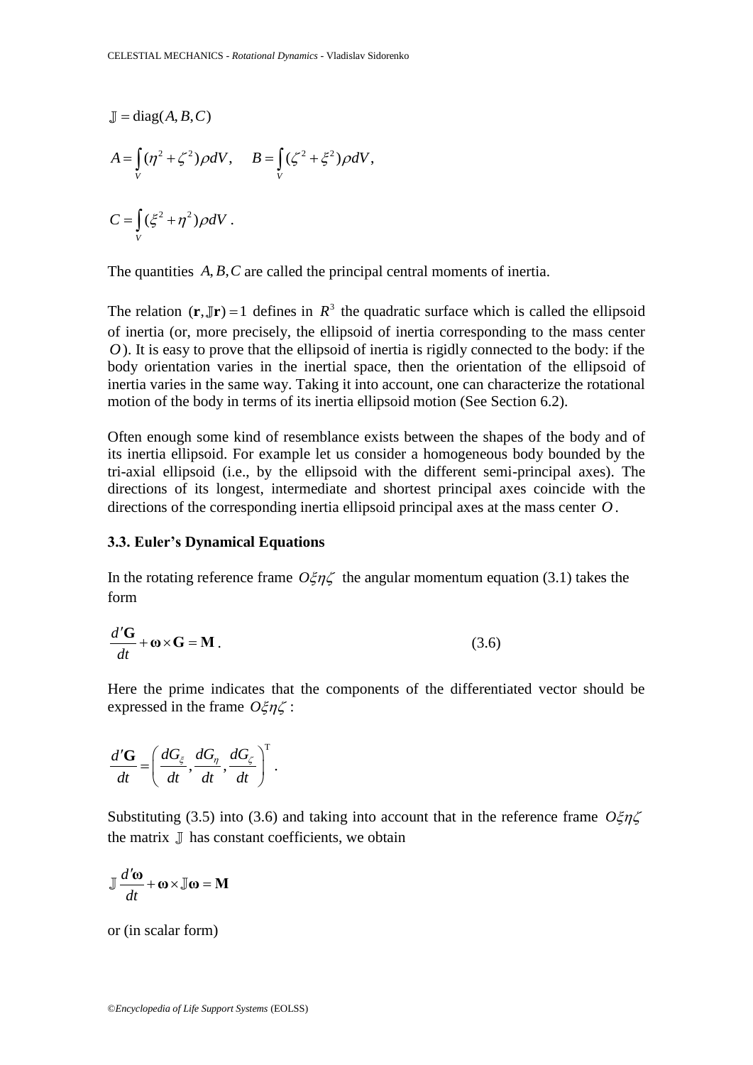$$\mathbb{J} = \mathrm{diag}(A, B, C)$$

$$A = \int_V (\eta^2 + \zeta^2)\rho dV, \quad B = \int_V (\zeta^2 + \xi^2)\rho dV,$$

$$C = \int_V (\xi^2 + \eta^2)\rho dV .$$

The quantities $A, B, C$ are called the principal central moments of inertia.

The relation $(\mathbf{r}, \mathbb{J}\mathbf{r}) = 1$ defines in $R^3$ the quadratic surface which is called the ellipsoid of inertia (or, more precisely, the ellipsoid of inertia corresponding to the mass center $O$). It is easy to prove that the ellipsoid of inertia is rigidly connected to the body: if the body orientation varies in the inertial space, then the orientation of the ellipsoid of inertia varies in the same way. Taking it into account, one can characterize the rotational motion of the body in terms of its inertia ellipsoid motion (See Section 6.2).

Often enough some kind of resemblance exists between the shapes of the body and of its inertia ellipsoid. For example let us consider a homogeneous body bounded by the tri-axial ellipsoid (i.e., by the ellipsoid with the different semi-principal axes). The directions of its longest, intermediate and shortest principal axes coincide with the directions of the corresponding inertia ellipsoid principal axes at the mass center $O$.

### 3.3. Euler's Dynamical Equations

In the rotating reference frame $O\xi\eta\zeta$ the angular momentum equation (3.1) takes the form

$$\frac{d'\mathbf{G}}{dt} + \boldsymbol{\omega} \times \mathbf{G} = \mathbf{M} . \qquad (3.6)$$

Here the prime indicates that the components of the differentiated vector should be expressed in the frame $O\xi\eta\zeta$ :

$$\frac{d'\mathbf{G}}{dt} = \left( \frac{dG_\xi}{dt}, \frac{dG_\eta}{dt}, \frac{dG_\zeta}{dt} \right)^{\mathrm{T}} .$$

Substituting (3.5) into (3.6) and taking into account that in the reference frame $O\xi\eta\zeta$ the matrix $\mathbb{J}$ has constant coefficients, we obtain

$$\mathbb{J}\frac{d'\boldsymbol{\omega}}{dt} + \boldsymbol{\omega} \times \mathbb{J}\boldsymbol{\omega} = \mathbf{M}$$

or (in scalar form)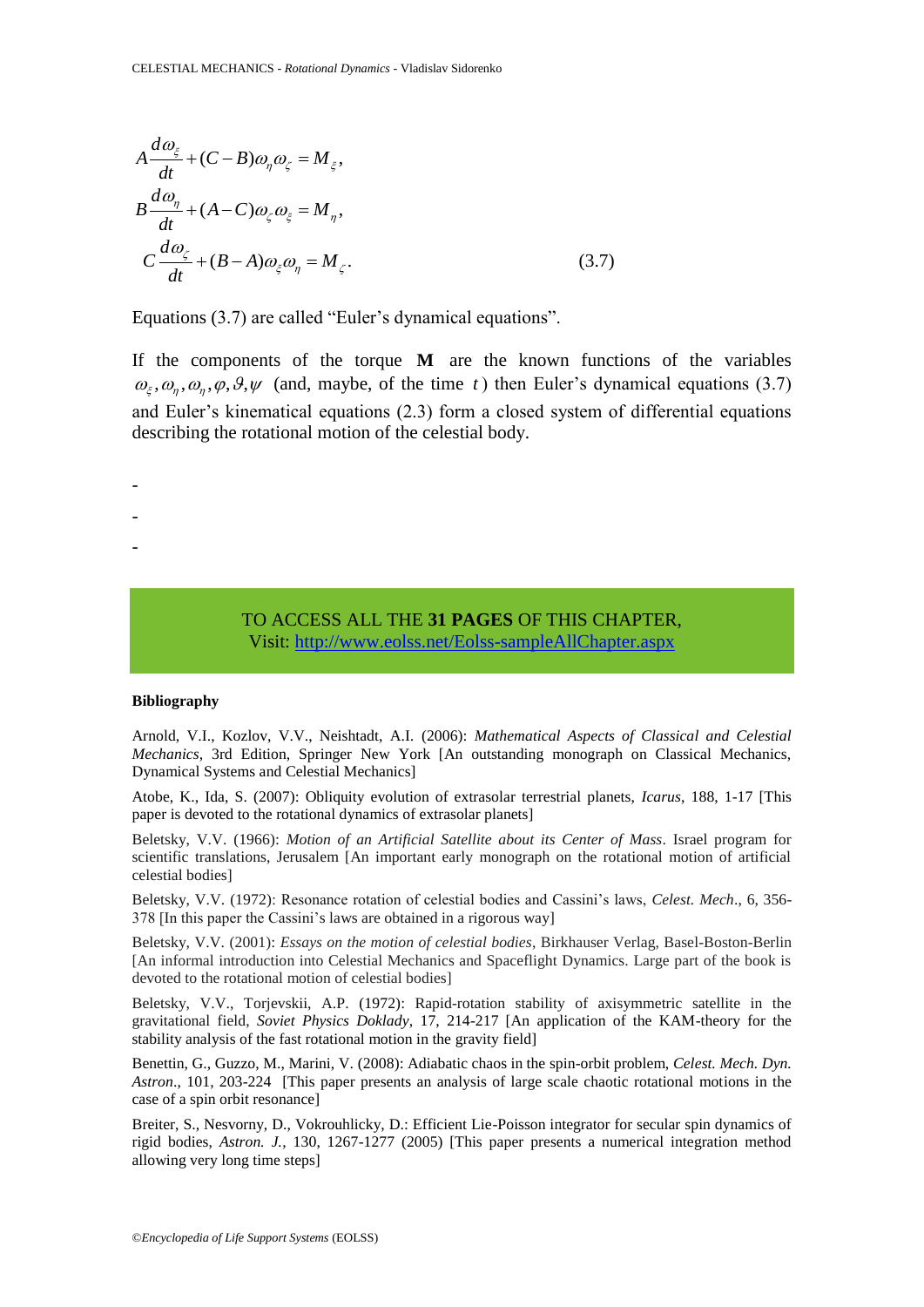$$
\begin{aligned}
&A\frac{d\omega_\xi}{dt}+(C-B)\omega_\eta\omega_\zeta=M_\xi,\\
&B\frac{d\omega_\eta}{dt}+(A-C)\omega_\zeta\omega_\xi=M_\eta,\\
&C\frac{d\omega_\zeta}{dt}+(B-A)\omega_\xi\omega_\eta=M_\zeta.
\end{aligned}
\tag{3.7}
$$

Equations (3.7) are called "Euler's dynamical equations".

If the components of the torque **M** are the known functions of the variables $\omega_\xi, \omega_\eta, \omega_\eta, \varphi, \vartheta, \psi$ (and, maybe, of the time $t$) then Euler's dynamical equations (3.7) and Euler's kinematical equations (2.3) form a closed system of differential equations describing the rotational motion of the celestial body.

-

-

-

TO ACCESS ALL THE **31 PAGES** OF THIS CHAPTER,
Visit: http://www.eolss.net/Eolss-sampleAllChapter.aspx

**Bibliography**

Arnold, V.I., Kozlov, V.V., Neishtadt, A.I. (2006): *Mathematical Aspects of Classical and Celestial Mechanics*, 3rd Edition, Springer New York [An outstanding monograph on Classical Mechanics, Dynamical Systems and Celestial Mechanics]

Atobe, K., Ida, S. (2007): Obliquity evolution of extrasolar terrestrial planets, *Icarus*, 188, 1-17 [This paper is devoted to the rotational dynamics of extrasolar planets]

Beletsky, V.V. (1966): *Motion of an Artificial Satellite about its Center of Mass*. Israel program for scientific translations, Jerusalem [An important early monograph on the rotational motion of artificial celestial bodies]

Beletsky, V.V. (1972): Resonance rotation of celestial bodies and Cassini's laws, *Celest. Mech*., 6, 356-378 [In this paper the Cassini's laws are obtained in a rigorous way]

Beletsky, V.V. (2001): *Essays on the motion of celestial bodies*, Birkhauser Verlag, Basel-Boston-Berlin [An informal introduction into Celestial Mechanics and Spaceflight Dynamics. Large part of the book is devoted to the rotational motion of celestial bodies]

Beletsky, V.V., Torjevskii, A.P. (1972): Rapid-rotation stability of axisymmetric satellite in the gravitational field, *Soviet Physics Doklady*, 17, 214-217 [An application of the KAM-theory for the stability analysis of the fast rotational motion in the gravity field]

Benettin, G., Guzzo, M., Marini, V. (2008): Adiabatic chaos in the spin-orbit problem, *Celest. Mech. Dyn. Astron*., 101, 203-224 [This paper presents an analysis of large scale chaotic rotational motions in the case of a spin orbit resonance]

Breiter, S., Nesvorny, D., Vokrouhlicky, D.: Efficient Lie-Poisson integrator for secular spin dynamics of rigid bodies, *Astron. J.*, 130, 1267-1277 (2005) [This paper presents a numerical integration method allowing very long time steps]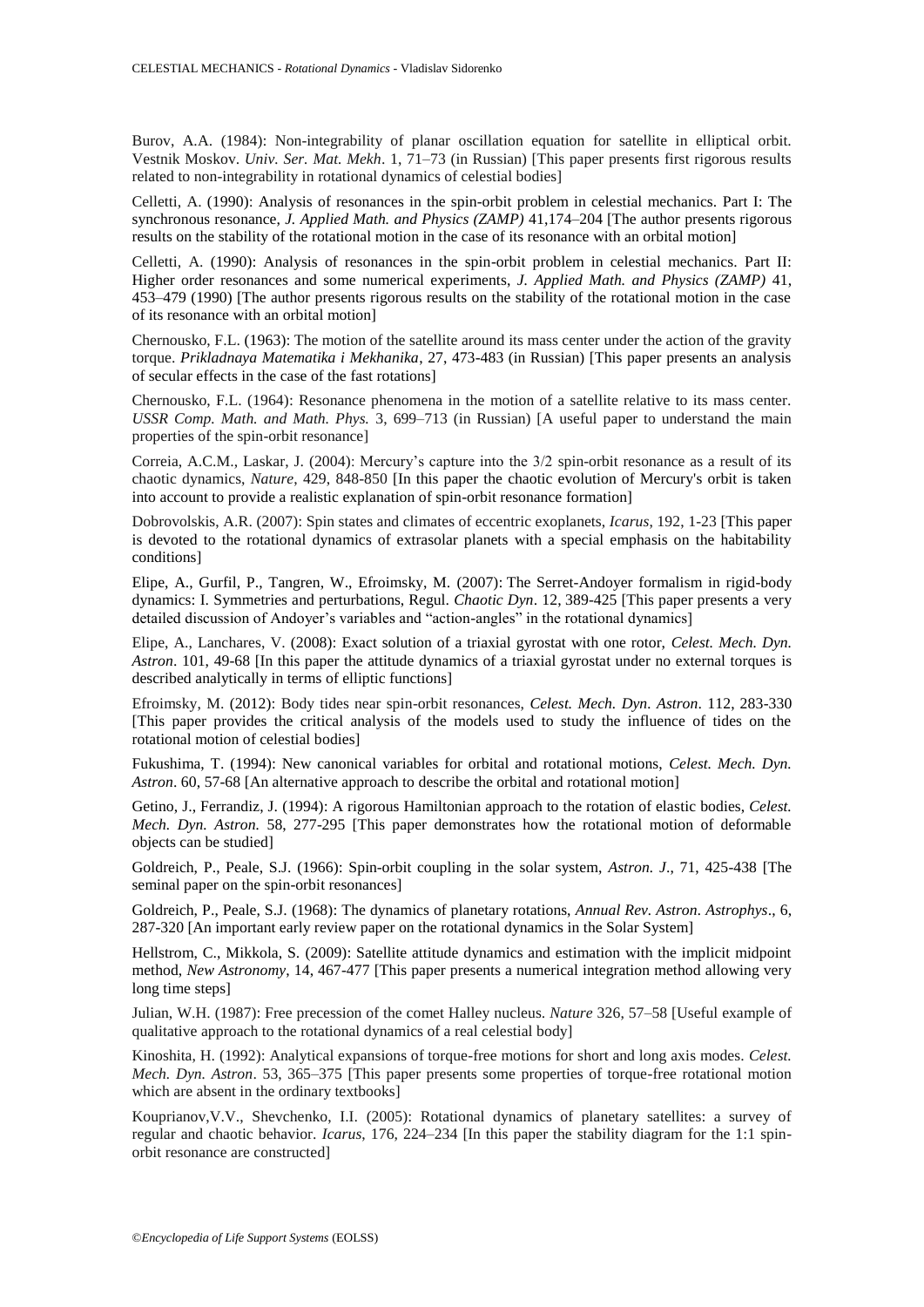Burov, A.A. (1984): Non-integrability of planar oscillation equation for satellite in elliptical orbit. Vestnik Moskov. *Univ. Ser. Mat. Mekh*. 1, 71–73 (in Russian) [This paper presents first rigorous results related to non-integrability in rotational dynamics of celestial bodies]

Celletti, A. (1990): Analysis of resonances in the spin-orbit problem in celestial mechanics. Part I: The synchronous resonance, *J. Applied Math. and Physics (ZAMP)* 41,174–204 [The author presents rigorous results on the stability of the rotational motion in the case of its resonance with an orbital motion]

Celletti, A. (1990): Analysis of resonances in the spin-orbit problem in celestial mechanics. Part II: Higher order resonances and some numerical experiments, *J. Applied Math. and Physics (ZAMP)* 41, 453–479 (1990) [The author presents rigorous results on the stability of the rotational motion in the case of its resonance with an orbital motion]

Chernousko, F.L. (1963): The motion of the satellite around its mass center under the action of the gravity torque. *Prikladnaya Matematika i Mekhanika*, 27, 473-483 (in Russian) [This paper presents an analysis of secular effects in the case of the fast rotations]

Chernousko, F.L. (1964): Resonance phenomena in the motion of a satellite relative to its mass center. *USSR Comp. Math. and Math. Phys.* 3, 699–713 (in Russian) [A useful paper to understand the main properties of the spin-orbit resonance]

Correia, A.C.M., Laskar, J. (2004): Mercury's capture into the 3/2 spin-orbit resonance as a result of its chaotic dynamics, *Nature*, 429, 848-850 [In this paper the chaotic evolution of Mercury's orbit is taken into account to provide a realistic explanation of spin-orbit resonance formation]

Dobrovolskis, A.R. (2007): Spin states and climates of eccentric exoplanets, *Icarus*, 192, 1-23 [This paper is devoted to the rotational dynamics of extrasolar planets with a special emphasis on the habitability conditions]

Elipe, A., Gurfil, P., Tangren, W., Efroimsky, M. (2007): The Serret-Andoyer formalism in rigid-body dynamics: I. Symmetries and perturbations, Regul. *Chaotic Dyn*. 12, 389-425 [This paper presents a very detailed discussion of Andoyer's variables and "action-angles" in the rotational dynamics]

Elipe, A., Lanchares, V. (2008): Exact solution of a triaxial gyrostat with one rotor, *Celest. Mech. Dyn. Astron*. 101, 49-68 [In this paper the attitude dynamics of a triaxial gyrostat under no external torques is described analytically in terms of elliptic functions]

Efroimsky, M. (2012): Body tides near spin-orbit resonances, *Celest. Mech. Dyn. Astron*. 112, 283-330 [This paper provides the critical analysis of the models used to study the influence of tides on the rotational motion of celestial bodies]

Fukushima, T. (1994): New canonical variables for orbital and rotational motions, *Celest. Mech. Dyn. Astron*. 60, 57-68 [An alternative approach to describe the orbital and rotational motion]

Getino, J., Ferrandiz, J. (1994): A rigorous Hamiltonian approach to the rotation of elastic bodies, *Celest. Mech. Dyn. Astron.* 58, 277-295 [This paper demonstrates how the rotational motion of deformable objects can be studied]

Goldreich, P., Peale, S.J. (1966): Spin-orbit coupling in the solar system, *Astron. J*., 71, 425-438 [The seminal paper on the spin-orbit resonances]

Goldreich, P., Peale, S.J. (1968): The dynamics of planetary rotations, *Annual Rev. Astron. Astrophys*., 6, 287-320 [An important early review paper on the rotational dynamics in the Solar System]

Hellstrom, C., Mikkola, S. (2009): Satellite attitude dynamics and estimation with the implicit midpoint method, *New Astronomy*, 14, 467-477 [This paper presents a numerical integration method allowing very long time steps]

Julian, W.H. (1987): Free precession of the comet Halley nucleus. *Nature* 326, 57–58 [Useful example of qualitative approach to the rotational dynamics of a real celestial body]

Kinoshita, H. (1992): Analytical expansions of torque-free motions for short and long axis modes. *Celest. Mech. Dyn. Astron*. 53, 365–375 [This paper presents some properties of torque-free rotational motion which are absent in the ordinary textbooks]

Kouprianov,V.V., Shevchenko, I.I. (2005): Rotational dynamics of planetary satellites: a survey of regular and chaotic behavior. *Icarus*, 176, 224–234 [In this paper the stability diagram for the 1:1 spin-orbit resonance are constructed]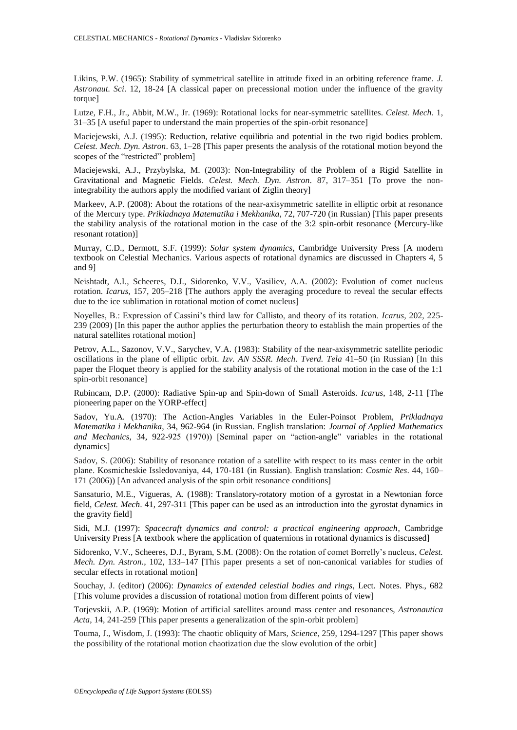Likins, P.W. (1965): Stability of symmetrical satellite in attitude fixed in an orbiting reference frame. *J. Astronaut. Sci*. 12, 18-24 [A classical paper on precessional motion under the influence of the gravity torque]

Lutze, F.H., Jr., Abbit, M.W., Jr. (1969): Rotational locks for near-symmetric satellites. *Celest. Mech*. 1, 31–35 [A useful paper to understand the main properties of the spin-orbit resonance]

Maciejewski, A.J. (1995): Reduction, relative equilibria and potential in the two rigid bodies problem. *Celest. Mech. Dyn. Astron*. 63, 1–28 [This paper presents the analysis of the rotational motion beyond the scopes of the "restricted" problem]

Maciejewski, A.J., Przybylska, M. (2003): Non-Integrability of the Problem of a Rigid Satellite in Gravitational and Magnetic Fields. *Celest. Mech. Dyn. Astron*. 87, 317–351 [To prove the non-integrability the authors apply the modified variant of Ziglin theory]

Markeev, A.P. (2008): About the rotations of the near-axisymmetric satellite in elliptic orbit at resonance of the Mercury type. *Prikladnaya Matematika i Mekhanika*, 72, 707-720 (in Russian) [This paper presents the stability analysis of the rotational motion in the case of the 3:2 spin-orbit resonance (Mercury-like resonant rotation)]

Murray, C.D., Dermott, S.F. (1999): *Solar system dynamics*, Cambridge University Press [A modern textbook on Celestial Mechanics. Various aspects of rotational dynamics are discussed in Chapters 4, 5 and 9]

Neishtadt, A.I., Scheeres, D.J., Sidorenko, V.V., Vasiliev, A.A. (2002): Evolution of comet nucleus rotation. *Icarus*, 157, 205–218 [The authors apply the averaging procedure to reveal the secular effects due to the ice sublimation in rotational motion of comet nucleus]

Noyelles, B.: Expression of Cassini's third law for Callisto, and theory of its rotation. *Icarus*, 202, 225-239 (2009) [In this paper the author applies the perturbation theory to establish the main properties of the natural satellites rotational motion]

Petrov, A.L., Sazonov, V.V., Sarychev, V.A. (1983): Stability of the near-axisymmetric satellite periodic oscillations in the plane of elliptic orbit. *Izv. AN SSSR. Mech. Tverd. Tela* 41–50 (in Russian) [In this paper the Floquet theory is applied for the stability analysis of the rotational motion in the case of the 1:1 spin-orbit resonance]

Rubincam, D.P. (2000): Radiative Spin-up and Spin-down of Small Asteroids. *Icarus*, 148, 2-11 [The pioneering paper on the YORP-effect]

Sadov, Yu.A. (1970): The Action-Angles Variables in the Euler-Poinsot Problem, *Prikladnaya Matematika i Mekhanika*, 34, 962-964 (in Russian. English translation: *Journal of Applied Mathematics and Mechanics*, 34, 922-925 (1970)) [Seminal paper on "action-angle" variables in the rotational dynamics]

Sadov, S. (2006): Stability of resonance rotation of a satellite with respect to its mass center in the orbit plane. Kosmicheskie Issledovaniya, 44, 170-181 (in Russian). English translation: *Cosmic Res*. 44, 160–171 (2006)) [An advanced analysis of the spin orbit resonance conditions]

Sansaturio, M.E., Vigueras, A. (1988): Translatory-rotatory motion of a gyrostat in a Newtonian force field, *Celest. Mech*. 41, 297-311 [This paper can be used as an introduction into the gyrostat dynamics in the gravity field]

Sidi, M.J. (1997): *Spacecraft dynamics and control: a practical engineering approach*, Cambridge University Press [A textbook where the application of quaternions in rotational dynamics is discussed]

Sidorenko, V.V., Scheeres, D.J., Byram, S.M. (2008): On the rotation of comet Borrelly's nucleus, *Celest. Mech. Dyn. Astron.*, 102, 133–147 [This paper presents a set of non-canonical variables for studies of secular effects in rotational motion]

Souchay, J. (editor) (2006): *Dynamics of extended celestial bodies and rings*, Lect. Notes. Phys., 682 [This volume provides a discussion of rotational motion from different points of view]

Torjevskii, A.P. (1969): Motion of artificial satellites around mass center and resonances, *Astronautica Acta*, 14, 241-259 [This paper presents a generalization of the spin-orbit problem]

Touma, J., Wisdom, J. (1993): The chaotic obliquity of Mars, *Science*, 259, 1294-1297 [This paper shows the possibility of the rotational motion chaotization due the slow evolution of the orbit]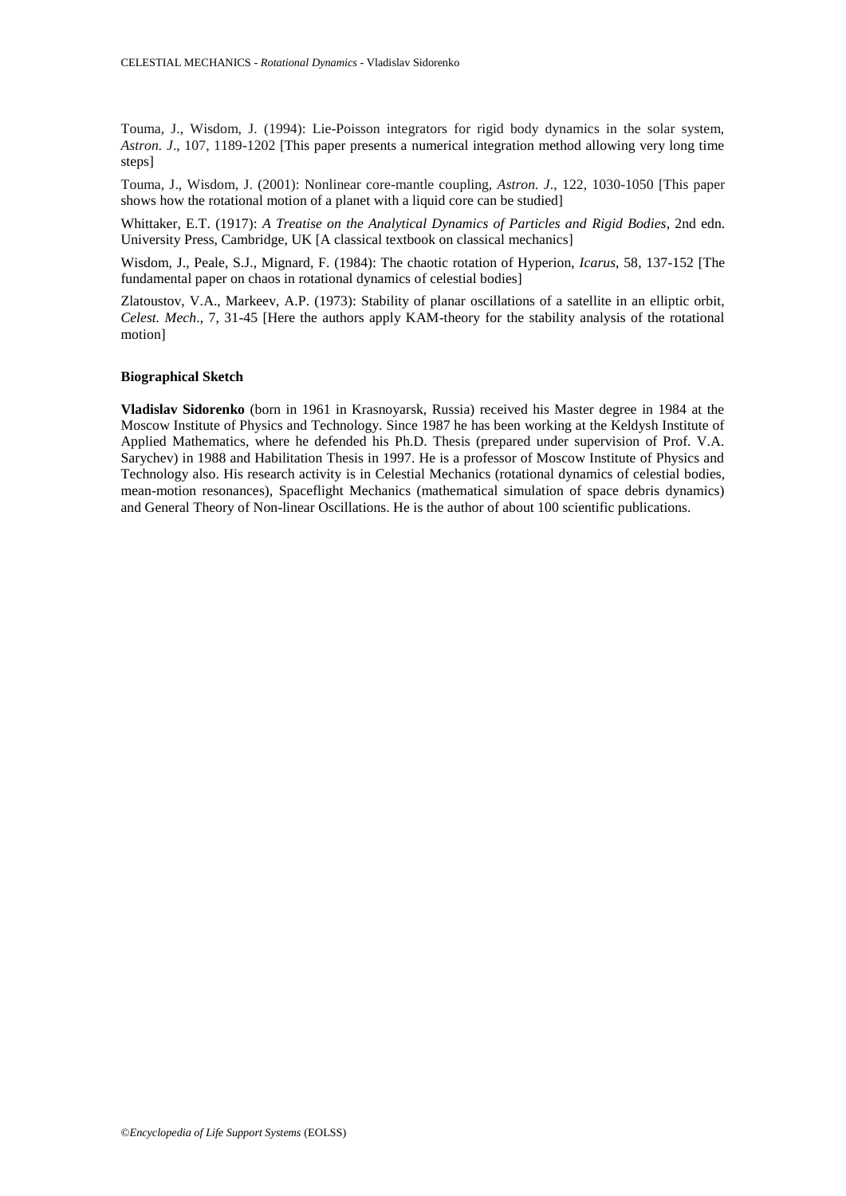Touma, J., Wisdom, J. (1994): Lie-Poisson integrators for rigid body dynamics in the solar system, *Astron. J*., 107, 1189-1202 [This paper presents a numerical integration method allowing very long time steps]

Touma, J., Wisdom, J. (2001): Nonlinear core-mantle coupling, *Astron. J*., 122, 1030-1050 [This paper shows how the rotational motion of a planet with a liquid core can be studied]

Whittaker, E.T. (1917): *A Treatise on the Analytical Dynamics of Particles and Rigid Bodies*, 2nd edn. University Press, Cambridge, UK [A classical textbook on classical mechanics]

Wisdom, J., Peale, S.J., Mignard, F. (1984): The chaotic rotation of Hyperion, *Icarus*, 58, 137-152 [The fundamental paper on chaos in rotational dynamics of celestial bodies]

Zlatoustov, V.A., Markeev, A.P. (1973): Stability of planar oscillations of a satellite in an elliptic orbit, *Celest. Mech*., 7, 31-45 [Here the authors apply KAM-theory for the stability analysis of the rotational motion]

**Biographical Sketch**

**Vladislav Sidorenko** (born in 1961 in Krasnoyarsk, Russia) received his Master degree in 1984 at the Moscow Institute of Physics and Technology. Since 1987 he has been working at the Keldysh Institute of Applied Mathematics, where he defended his Ph.D. Thesis (prepared under supervision of Prof. V.A. Sarychev) in 1988 and Habilitation Thesis in 1997. He is a professor of Moscow Institute of Physics and Technology also. His research activity is in Celestial Mechanics (rotational dynamics of celestial bodies, mean-motion resonances), Spaceflight Mechanics (mathematical simulation of space debris dynamics) and General Theory of Non-linear Oscillations. He is the author of about 100 scientific publications.